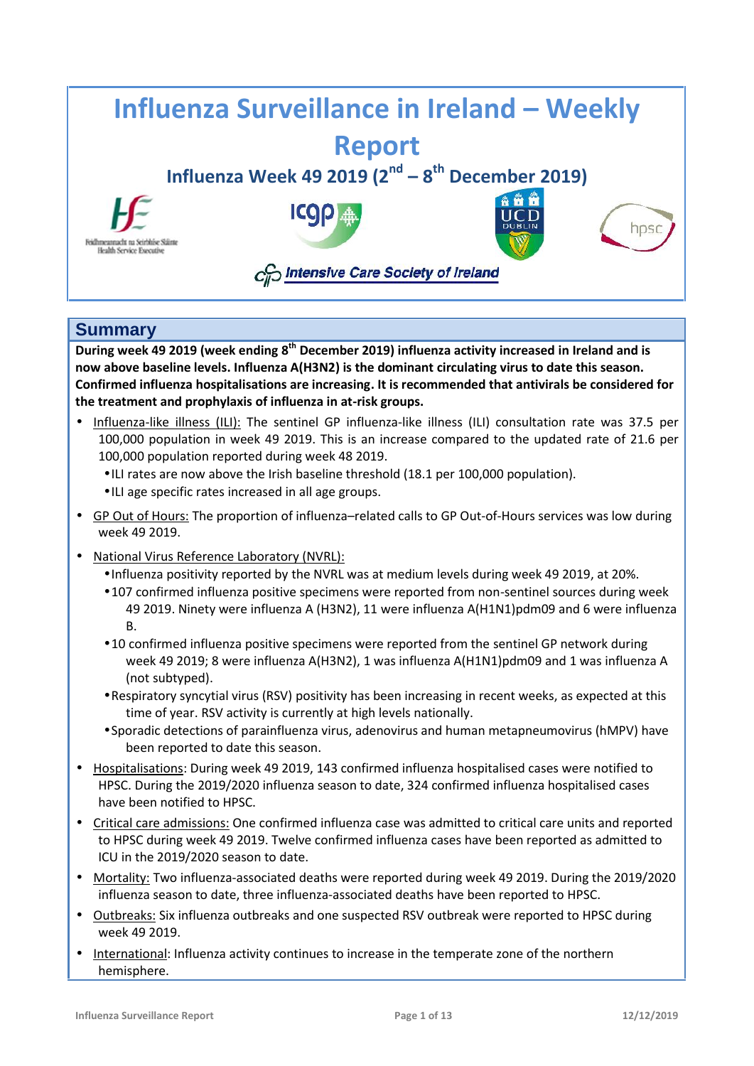# Influenza Surveillance in Ireland – Weekly Report

## Influenza Week 49 2019 (2nd – 8th December 2019)

Feidhmeannacht na Seirbhíse Sláinte Health Service Executive

Intensive Care Society of Ireland

## Summary

**During week 49 2019 (week ending 8th December 2019) influenza activity increased in Ireland and is now above baseline levels. Influenza A(H3N2) is the dominant circulating virus to date this season. Confirmed influenza hospitalisations are increasing. It is recommended that antivirals be considered for the treatment and prophylaxis of influenza in at-risk groups.**

- Influenza-like illness (ILI): The sentinel GP influenza-like illness (ILI) consultation rate was 37.5 per 100,000 population in week 49 2019. This is an increase compared to the updated rate of 21.6 per 100,000 population reported during week 48 2019.
  - ILI rates are now above the Irish baseline threshold (18.1 per 100,000 population).
  - ILI age specific rates increased in all age groups.
- GP Out of Hours: The proportion of influenza–related calls to GP Out-of-Hours services was low during week 49 2019.
- National Virus Reference Laboratory (NVRL):
  - Influenza positivity reported by the NVRL was at medium levels during week 49 2019, at 20%.
  - 107 confirmed influenza positive specimens were reported from non-sentinel sources during week 49 2019. Ninety were influenza A (H3N2), 11 were influenza A(H1N1)pdm09 and 6 were influenza B.
  - 10 confirmed influenza positive specimens were reported from the sentinel GP network during week 49 2019; 8 were influenza A(H3N2), 1 was influenza A(H1N1)pdm09 and 1 was influenza A (not subtyped).
  - Respiratory syncytial virus (RSV) positivity has been increasing in recent weeks, as expected at this time of year. RSV activity is currently at high levels nationally.
  - Sporadic detections of parainfluenza virus, adenovirus and human metapneumovirus (hMPV) have been reported to date this season.
- Hospitalisations: During week 49 2019, 143 confirmed influenza hospitalised cases were notified to HPSC. During the 2019/2020 influenza season to date, 324 confirmed influenza hospitalised cases have been notified to HPSC.
- Critical care admissions: One confirmed influenza case was admitted to critical care units and reported to HPSC during week 49 2019. Twelve confirmed influenza cases have been reported as admitted to ICU in the 2019/2020 season to date.
- Mortality: Two influenza-associated deaths were reported during week 49 2019. During the 2019/2020 influenza season to date, three influenza-associated deaths have been reported to HPSC.
- Outbreaks: Six influenza outbreaks and one suspected RSV outbreak were reported to HPSC during week 49 2019.
- International: Influenza activity continues to increase in the temperate zone of the northern hemisphere.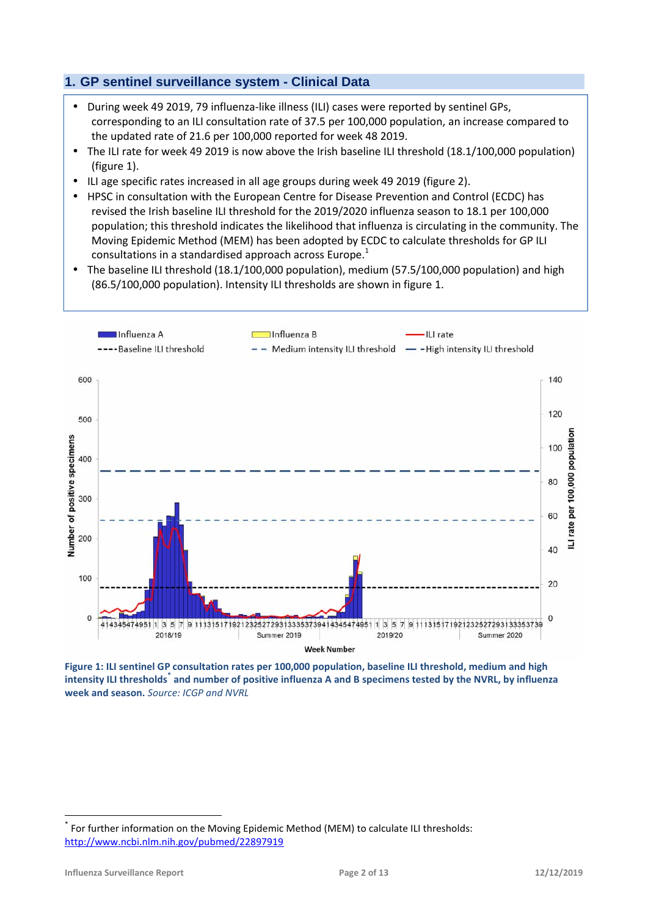## 1. GP sentinel surveillance system - Clinical Data

- During week 49 2019, 79 influenza-like illness (ILI) cases were reported by sentinel GPs, corresponding to an ILI consultation rate of 37.5 per 100,000 population, an increase compared to the updated rate of 21.6 per 100,000 reported for week 48 2019.
- The ILI rate for week 49 2019 is now above the Irish baseline ILI threshold (18.1/100,000 population) (figure 1).
- ILI age specific rates increased in all age groups during week 49 2019 (figure 2).
- HPSC in consultation with the European Centre for Disease Prevention and Control (ECDC) has revised the Irish baseline ILI threshold for the 2019/2020 influenza season to 18.1 per 100,000 population; this threshold indicates the likelihood that influenza is circulating in the community. The Moving Epidemic Method (MEM) has been adopted by ECDC to calculate thresholds for GP ILI consultations in a standardised approach across Europe.[1]
- The baseline ILI threshold (18.1/100,000 population), medium (57.5/100,000 population) and high (86.5/100,000 population). Intensity ILI thresholds are shown in figure 1.

**Figure 1: ILI sentinel GP consultation rates per 100,000 population, baseline ILI threshold, medium and high intensity ILI thresholds[*] and number of positive influenza A and B specimens tested by the NVRL, by influenza week and season.** *Source: ICGP and NVRL*

[*] For further information on the Moving Epidemic Method (MEM) to calculate ILI thresholds: http://www.ncbi.nlm.nih.gov/pubmed/22897919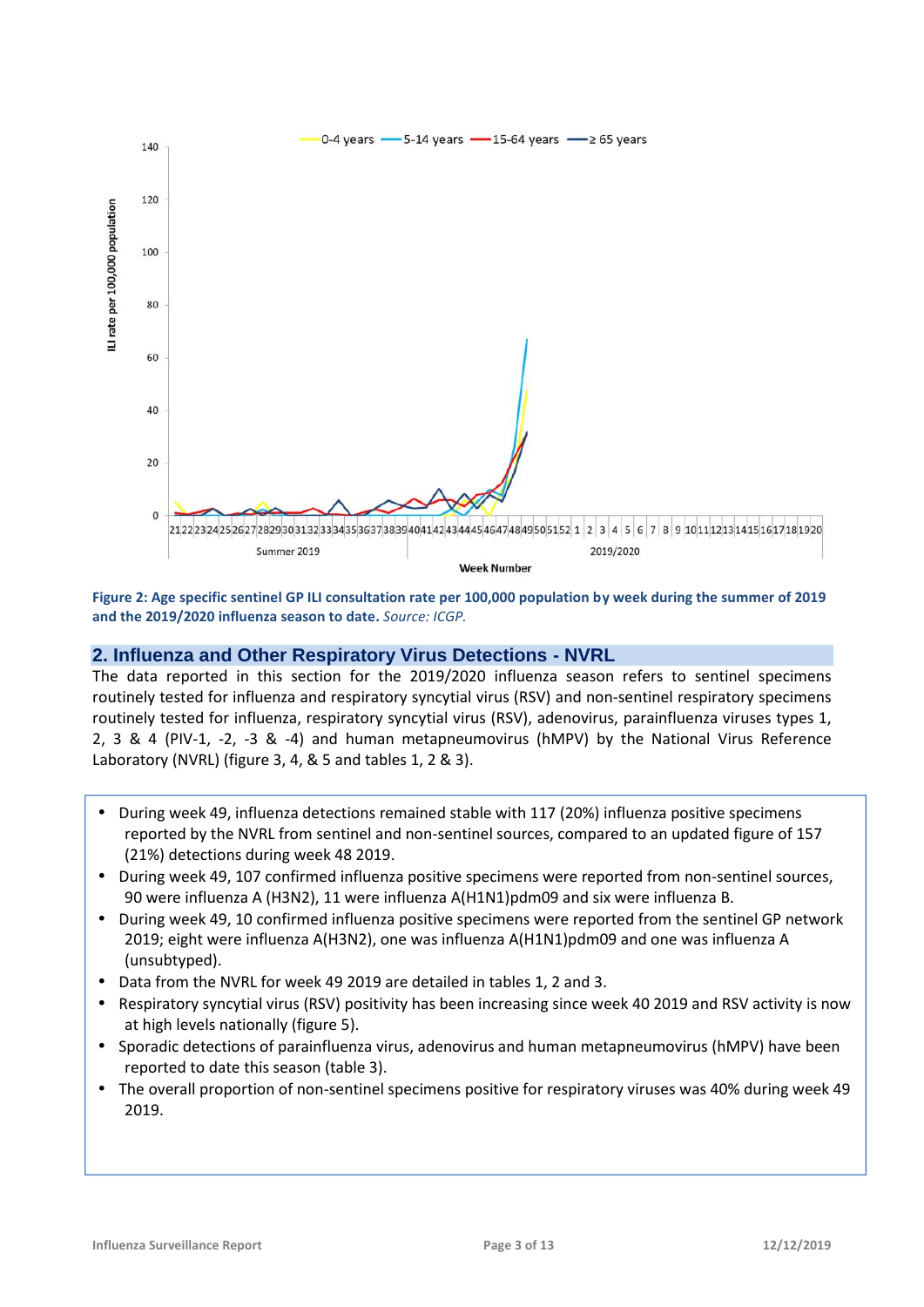**Figure 2: Age specific sentinel GP ILI consultation rate per 100,000 population by week during the summer of 2019 and the 2019/2020 influenza season to date.** *Source: ICGP.*

## 2. Influenza and Other Respiratory Virus Detections - NVRL

The data reported in this section for the 2019/2020 influenza season refers to sentinel specimens routinely tested for influenza and respiratory syncytial virus (RSV) and non-sentinel respiratory specimens routinely tested for influenza, respiratory syncytial virus (RSV), adenovirus, parainfluenza viruses types 1, 2, 3 & 4 (PIV-1, -2, -3 & -4) and human metapneumovirus (hMPV) by the National Virus Reference Laboratory (NVRL) (figure 3, 4, & 5 and tables 1, 2 & 3).

- During week 49, influenza detections remained stable with 117 (20%) influenza positive specimens reported by the NVRL from sentinel and non-sentinel sources, compared to an updated figure of 157 (21%) detections during week 48 2019.
- During week 49, 107 confirmed influenza positive specimens were reported from non-sentinel sources, 90 were influenza A (H3N2), 11 were influenza A(H1N1)pdm09 and six were influenza B.
- During week 49, 10 confirmed influenza positive specimens were reported from the sentinel GP network 2019; eight were influenza A(H3N2), one was influenza A(H1N1)pdm09 and one was influenza A (unsubtyped).
- Data from the NVRL for week 49 2019 are detailed in tables 1, 2 and 3.
- Respiratory syncytial virus (RSV) positivity has been increasing since week 40 2019 and RSV activity is now at high levels nationally (figure 5).
- Sporadic detections of parainfluenza virus, adenovirus and human metapneumovirus (hMPV) have been reported to date this season (table 3).
- The overall proportion of non-sentinel specimens positive for respiratory viruses was 40% during week 49 2019.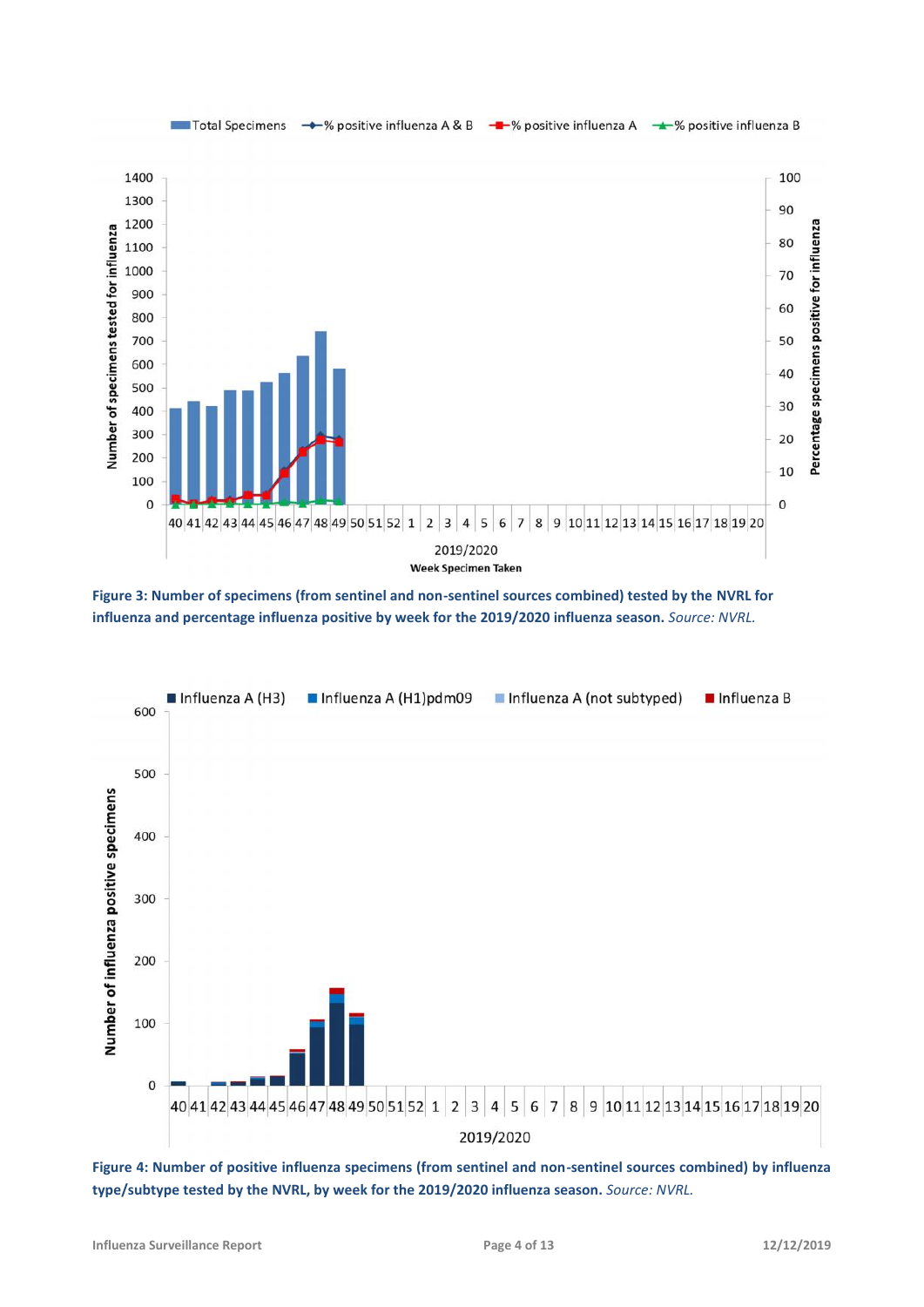**Figure 3: Number of specimens (from sentinel and non-sentinel sources combined) tested by the NVRL for influenza and percentage influenza positive by week for the 2019/2020 influenza season.** *Source: NVRL.*

**Figure 4: Number of positive influenza specimens (from sentinel and non-sentinel sources combined) by influenza type/subtype tested by the NVRL, by week for the 2019/2020 influenza season.** *Source: NVRL.*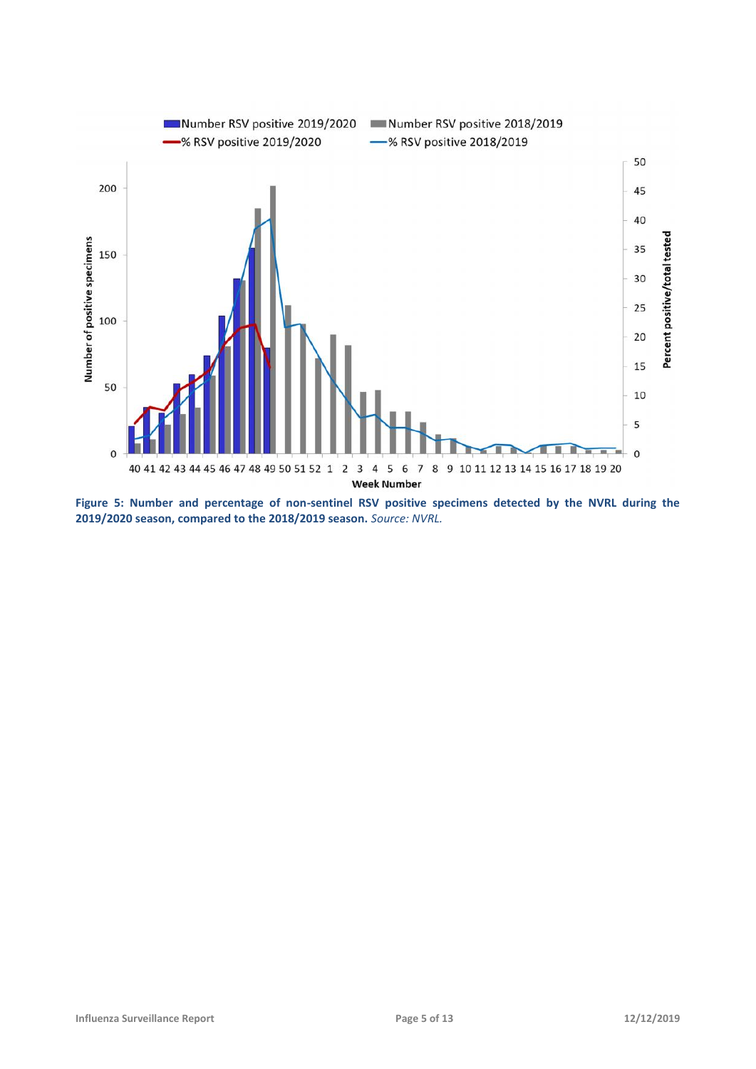**Figure 5: Number and percentage of non-sentinel RSV positive specimens detected by the NVRL during the 2019/2020 season, compared to the 2018/2019 season.** *Source: NVRL.*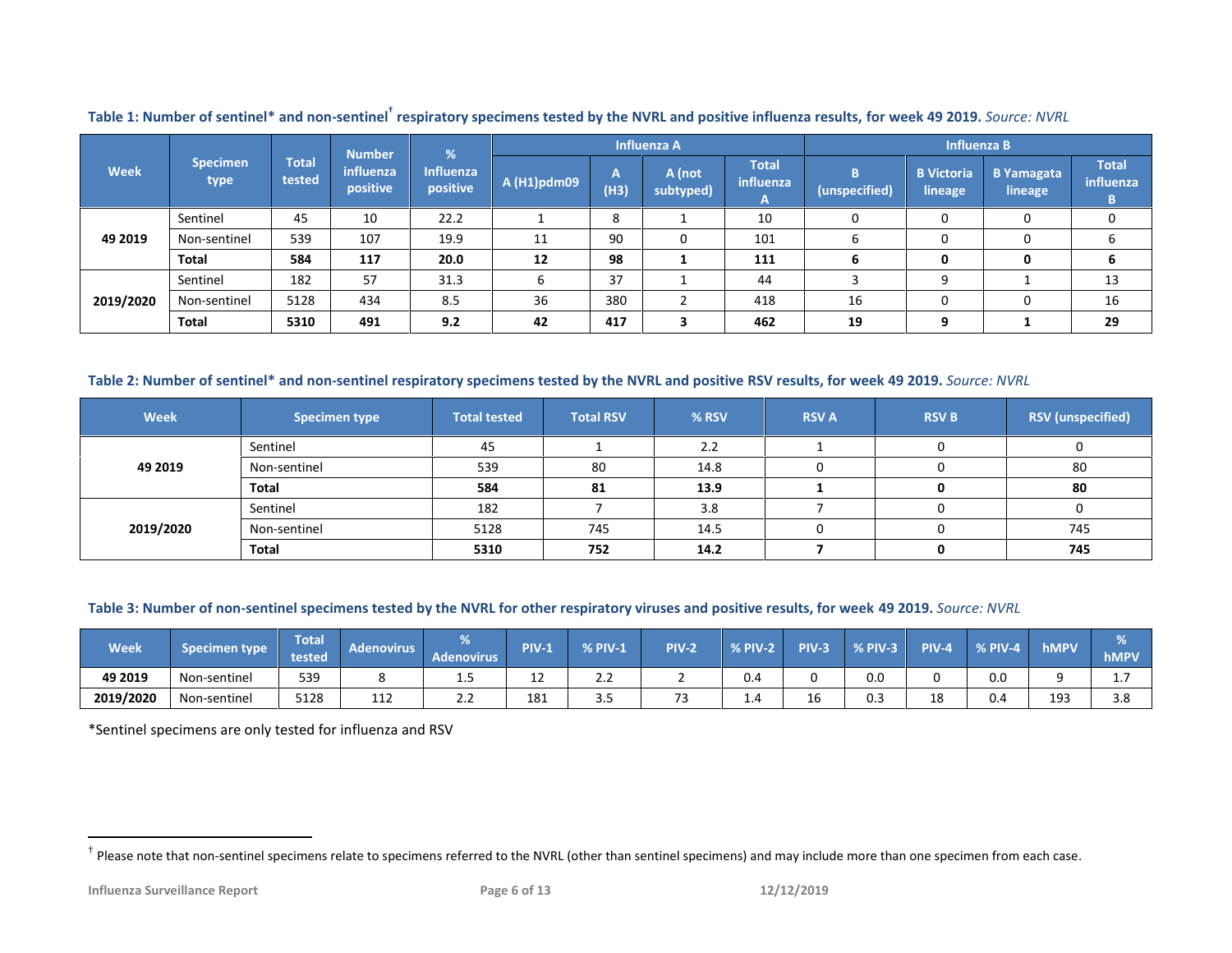**Table 1: Number of sentinel* and non-sentinel[†] respiratory specimens tested by the NVRL and positive influenza results, for week 49 2019.** *Source: NVRL*

| Week | Specimen type | Total tested | Number influenza positive | % Influenza positive | Influenza A | | | | Influenza B | | | |
|---|---|---|---|---|---|---|---|---|---|---|---|---|
| | | | | | A (H1)pdm09 | A (H3) | A (not subtyped) | Total influenza A | B (unspecified) | B Victoria lineage | B Yamagata lineage | Total influenza B |
| **49 2019** | Sentinel | 45 | 10 | 22.2 | 1 | 8 | 1 | 10 | 0 | 0 | 0 | 0 |
| | Non-sentinel | 539 | 107 | 19.9 | 11 | 90 | 0 | 101 | 6 | 0 | 0 | 6 |
| | **Total** | **584** | **117** | **20.0** | **12** | **98** | **1** | **111** | **6** | **0** | **0** | **6** |
| **2019/2020** | Sentinel | 182 | 57 | 31.3 | 6 | 37 | 1 | 44 | 3 | 9 | 1 | 13 |
| | Non-sentinel | 5128 | 434 | 8.5 | 36 | 380 | 2 | 418 | 16 | 0 | 0 | 16 |
| | **Total** | **5310** | **491** | **9.2** | **42** | **417** | **3** | **462** | **19** | **9** | **1** | **29** |

**Table 2: Number of sentinel* and non-sentinel respiratory specimens tested by the NVRL and positive RSV results, for week 49 2019.** *Source: NVRL*

| Week | Specimen type | Total tested | Total RSV | % RSV | RSV A | RSV B | RSV (unspecified) |
|---|---|---|---|---|---|---|---|
| **49 2019** | Sentinel | 45 | 1 | 2.2 | 1 | 0 | 0 |
| | Non-sentinel | 539 | 80 | 14.8 | 0 | 0 | 80 |
| | **Total** | **584** | **81** | **13.9** | **1** | **0** | **80** |
| **2019/2020** | Sentinel | 182 | 7 | 3.8 | 7 | 0 | 0 |
| | Non-sentinel | 5128 | 745 | 14.5 | 0 | 0 | 745 |
| | **Total** | **5310** | **752** | **14.2** | **7** | **0** | **745** |

**Table 3: Number of non-sentinel specimens tested by the NVRL for other respiratory viruses and positive results, for week 49 2019.** *Source: NVRL*

| Week | Specimen type | Total tested | Adenovirus | % Adenovirus | PIV-1 | % PIV-1 | PIV-2 | % PIV-2 | PIV-3 | % PIV-3 | PIV-4 | % PIV-4 | hMPV | % hMPV |
|---|---|---|---|---|---|---|---|---|---|---|---|---|---|---|
| **49 2019** | Non-sentinel | 539 | 8 | 1.5 | 12 | 2.2 | 2 | 0.4 | 0 | 0.0 | 0 | 0.0 | 9 | 1.7 |
| **2019/2020** | Non-sentinel | 5128 | 112 | 2.2 | 181 | 3.5 | 73 | 1.4 | 16 | 0.3 | 18 | 0.4 | 193 | 3.8 |

*Sentinel specimens are only tested for influenza and RSV

[†] Please note that non-sentinel specimens relate to specimens referred to the NVRL (other than sentinel specimens) and may include more than one specimen from each case.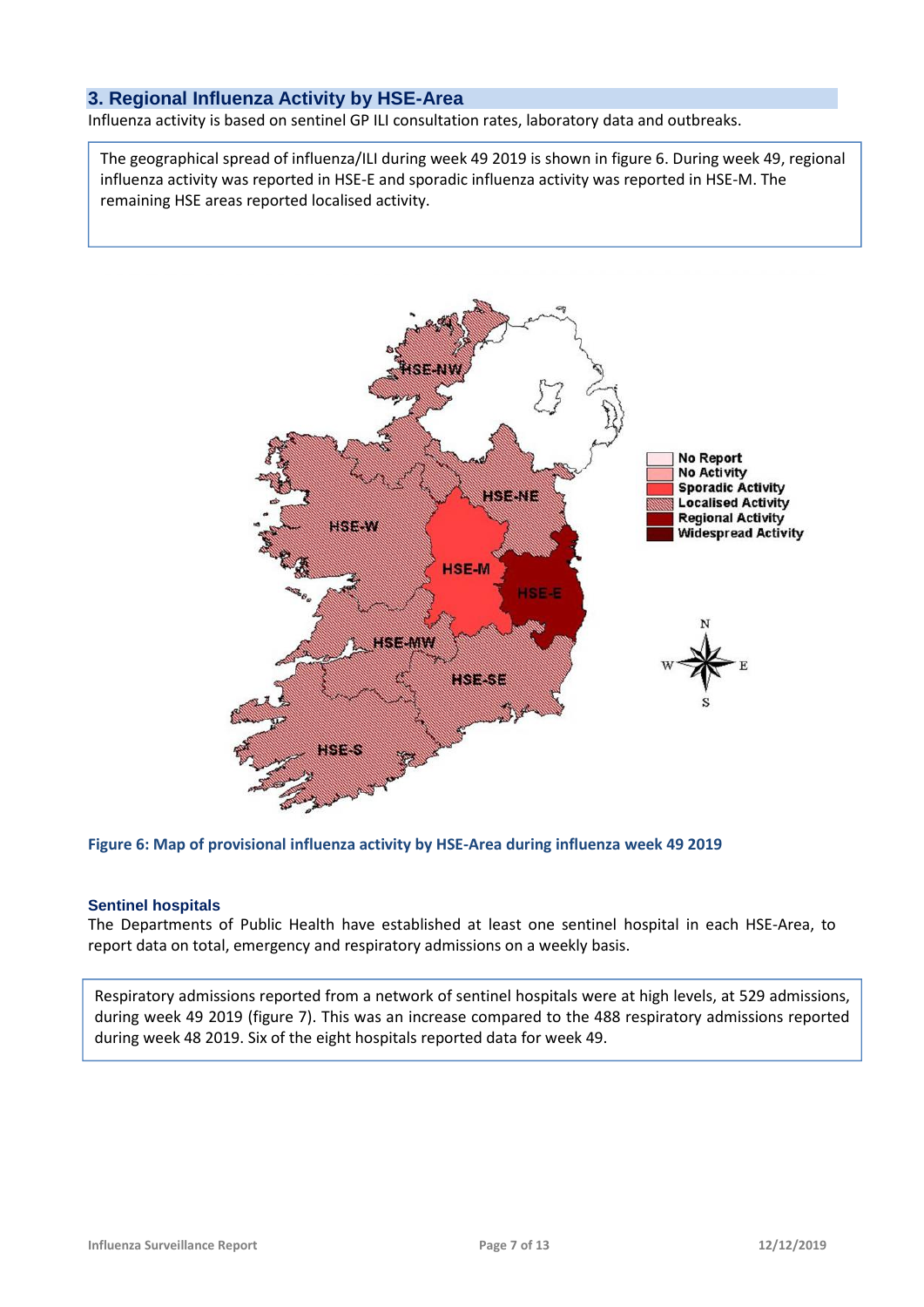## 3. Regional Influenza Activity by HSE-Area

Influenza activity is based on sentinel GP ILI consultation rates, laboratory data and outbreaks.

The geographical spread of influenza/ILI during week 49 2019 is shown in figure 6. During week 49, regional influenza activity was reported in HSE-E and sporadic influenza activity was reported in HSE-M. The remaining HSE areas reported localised activity.

**Figure 6: Map of provisional influenza activity by HSE-Area during influenza week 49 2019**

### Sentinel hospitals

The Departments of Public Health have established at least one sentinel hospital in each HSE-Area, to report data on total, emergency and respiratory admissions on a weekly basis.

Respiratory admissions reported from a network of sentinel hospitals were at high levels, at 529 admissions, during week 49 2019 (figure 7). This was an increase compared to the 488 respiratory admissions reported during week 48 2019. Six of the eight hospitals reported data for week 49.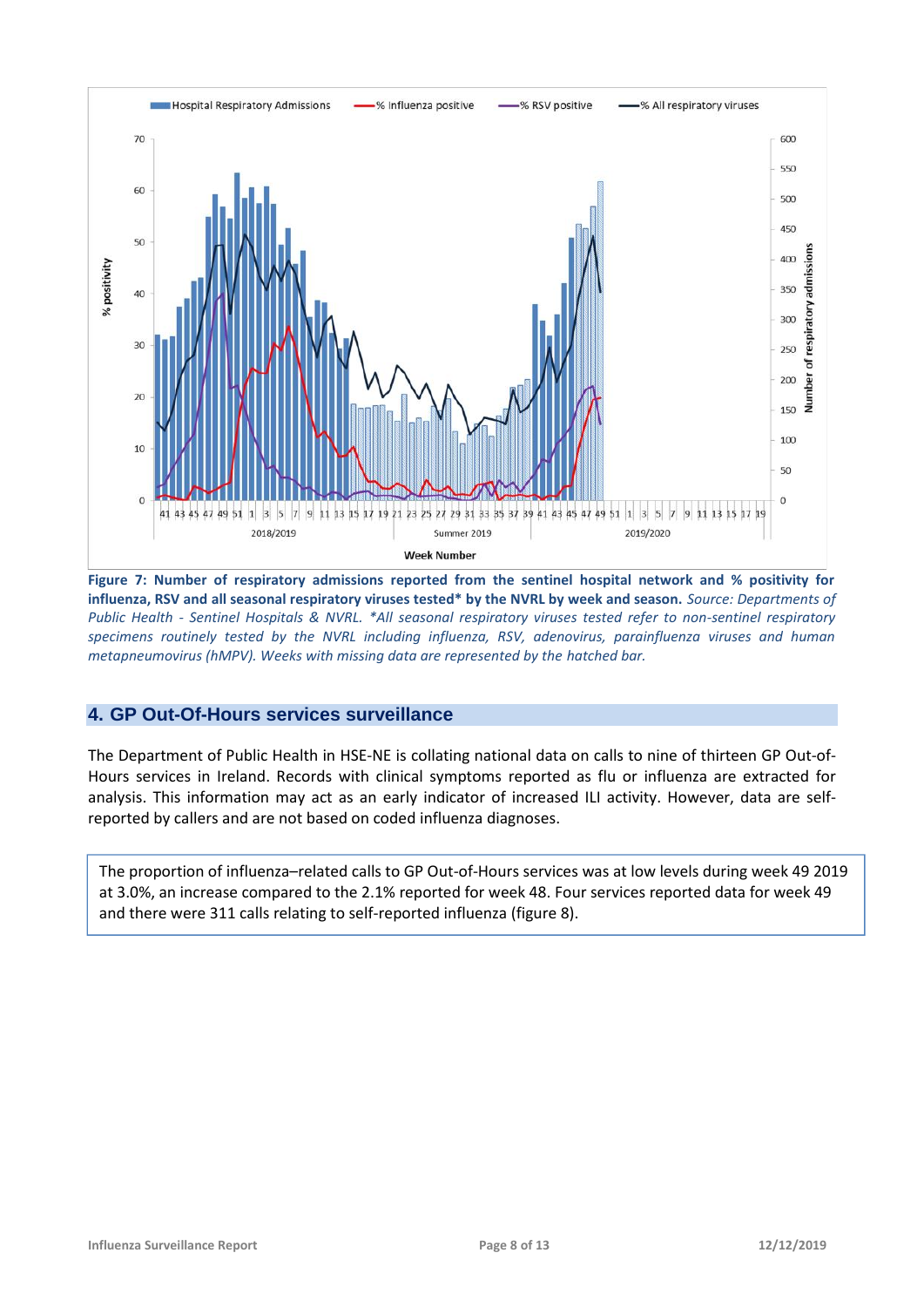**Figure 7: Number of respiratory admissions reported from the sentinel hospital network and % positivity for influenza, RSV and all seasonal respiratory viruses tested* by the NVRL by week and season.** *Source: Departments of Public Health - Sentinel Hospitals & NVRL. *All seasonal respiratory viruses tested refer to non-sentinel respiratory specimens routinely tested by the NVRL including influenza, RSV, adenovirus, parainfluenza viruses and human metapneumovirus (hMPV). Weeks with missing data are represented by the hatched bar.*

## 4. GP Out-Of-Hours services surveillance

The Department of Public Health in HSE-NE is collating national data on calls to nine of thirteen GP Out-of-Hours services in Ireland. Records with clinical symptoms reported as flu or influenza are extracted for analysis. This information may act as an early indicator of increased ILI activity. However, data are self-reported by callers and are not based on coded influenza diagnoses.

The proportion of influenza–related calls to GP Out-of-Hours services was at low levels during week 49 2019 at 3.0%, an increase compared to the 2.1% reported for week 48. Four services reported data for week 49 and there were 311 calls relating to self-reported influenza (figure 8).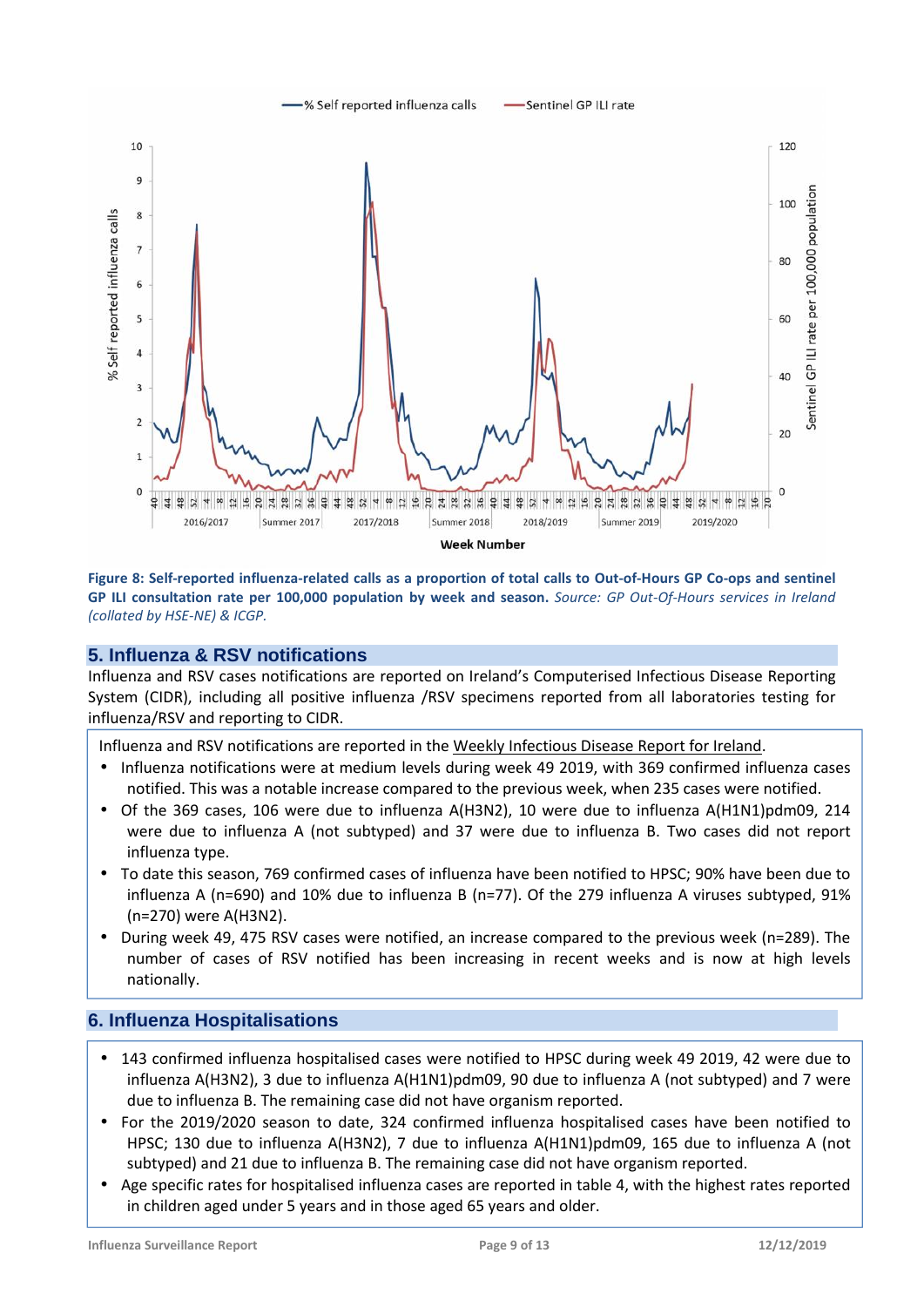**Figure 8: Self-reported influenza-related calls as a proportion of total calls to Out-of-Hours GP Co-ops and sentinel GP ILI consultation rate per 100,000 population by week and season.** *Source: GP Out-Of-Hours services in Ireland (collated by HSE-NE) & ICGP.*

## 5. Influenza & RSV notifications

Influenza and RSV cases notifications are reported on Ireland's Computerised Infectious Disease Reporting System (CIDR), including all positive influenza /RSV specimens reported from all laboratories testing for influenza/RSV and reporting to CIDR.

Influenza and RSV notifications are reported in the Weekly Infectious Disease Report for Ireland.

- Influenza notifications were at medium levels during week 49 2019, with 369 confirmed influenza cases notified. This was a notable increase compared to the previous week, when 235 cases were notified.
- Of the 369 cases, 106 were due to influenza A(H3N2), 10 were due to influenza A(H1N1)pdm09, 214 were due to influenza A (not subtyped) and 37 were due to influenza B. Two cases did not report influenza type.
- To date this season, 769 confirmed cases of influenza have been notified to HPSC; 90% have been due to influenza A (n=690) and 10% due to influenza B (n=77). Of the 279 influenza A viruses subtyped, 91% (n=270) were A(H3N2).
- During week 49, 475 RSV cases were notified, an increase compared to the previous week (n=289). The number of cases of RSV notified has been increasing in recent weeks and is now at high levels nationally.

## 6. Influenza Hospitalisations

- 143 confirmed influenza hospitalised cases were notified to HPSC during week 49 2019, 42 were due to influenza A(H3N2), 3 due to influenza A(H1N1)pdm09, 90 due to influenza A (not subtyped) and 7 were due to influenza B. The remaining case did not have organism reported.
- For the 2019/2020 season to date, 324 confirmed influenza hospitalised cases have been notified to HPSC; 130 due to influenza A(H3N2), 7 due to influenza A(H1N1)pdm09, 165 due to influenza A (not subtyped) and 21 due to influenza B. The remaining case did not have organism reported.
- Age specific rates for hospitalised influenza cases are reported in table 4, with the highest rates reported in children aged under 5 years and in those aged 65 years and older.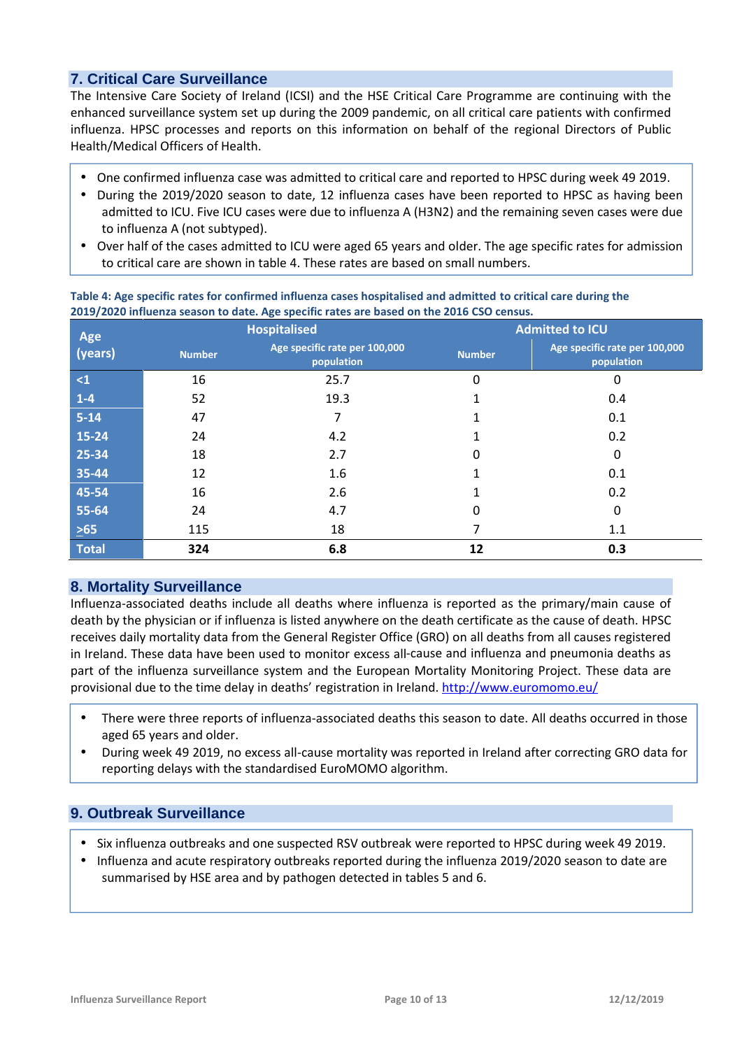## 7. Critical Care Surveillance

The Intensive Care Society of Ireland (ICSI) and the HSE Critical Care Programme are continuing with the enhanced surveillance system set up during the 2009 pandemic, on all critical care patients with confirmed influenza. HPSC processes and reports on this information on behalf of the regional Directors of Public Health/Medical Officers of Health.

- One confirmed influenza case was admitted to critical care and reported to HPSC during week 49 2019.
- During the 2019/2020 season to date, 12 influenza cases have been reported to HPSC as having been admitted to ICU. Five ICU cases were due to influenza A (H3N2) and the remaining seven cases were due to influenza A (not subtyped).
- Over half of the cases admitted to ICU were aged 65 years and older. The age specific rates for admission to critical care are shown in table 4. These rates are based on small numbers.

**Table 4: Age specific rates for confirmed influenza cases hospitalised and admitted to critical care during the 2019/2020 influenza season to date. Age specific rates are based on the 2016 CSO census.**

| Age (years) | Hospitalised | | Admitted to ICU | |
|---|---|---|---|---|
| | Number | Age specific rate per 100,000 population | Number | Age specific rate per 100,000 population |
| <1 | 16 | 25.7 | 0 | 0 |
| 1-4 | 52 | 19.3 | 1 | 0.4 |
| 5-14 | 47 | 7 | 1 | 0.1 |
| 15-24 | 24 | 4.2 | 1 | 0.2 |
| 25-34 | 18 | 2.7 | 0 | 0 |
| 35-44 | 12 | 1.6 | 1 | 0.1 |
| 45-54 | 16 | 2.6 | 1 | 0.2 |
| 55-64 | 24 | 4.7 | 0 | 0 |
| ≥65 | 115 | 18 | 7 | 1.1 |
| **Total** | **324** | **6.8** | **12** | **0.3** |

## 8. Mortality Surveillance

Influenza-associated deaths include all deaths where influenza is reported as the primary/main cause of death by the physician or if influenza is listed anywhere on the death certificate as the cause of death. HPSC receives daily mortality data from the General Register Office (GRO) on all deaths from all causes registered in Ireland. These data have been used to monitor excess all-cause and influenza and pneumonia deaths as part of the influenza surveillance system and the European Mortality Monitoring Project. These data are provisional due to the time delay in deaths' registration in Ireland. http://www.euromomo.eu/

- There were three reports of influenza-associated deaths this season to date. All deaths occurred in those aged 65 years and older.
- During week 49 2019, no excess all-cause mortality was reported in Ireland after correcting GRO data for reporting delays with the standardised EuroMOMO algorithm.

## 9. Outbreak Surveillance

- Six influenza outbreaks and one suspected RSV outbreak were reported to HPSC during week 49 2019.
- Influenza and acute respiratory outbreaks reported during the influenza 2019/2020 season to date are summarised by HSE area and by pathogen detected in tables 5 and 6.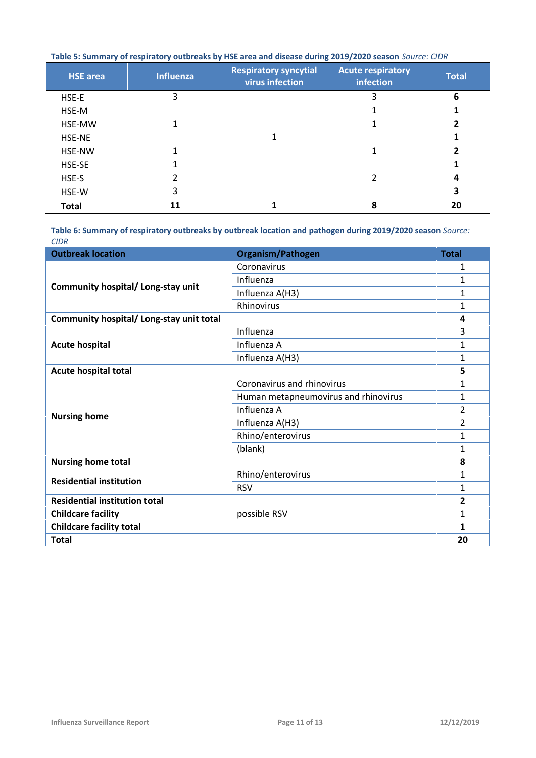**Table 5: Summary of respiratory outbreaks by HSE area and disease during 2019/2020 season** *Source: CIDR*

| HSE area | Influenza | Respiratory syncytial virus infection | Acute respiratory infection | Total |
|---|---|---|---|---|
| HSE-E | 3 | | 3 | **6** |
| HSE-M | | | 1 | **1** |
| HSE-MW | 1 | | 1 | **2** |
| HSE-NE | | 1 | | **1** |
| HSE-NW | 1 | | 1 | **2** |
| HSE-SE | 1 | | | **1** |
| HSE-S | 2 | | 2 | **4** |
| HSE-W | 3 | | | **3** |
| **Total** | **11** | **1** | **8** | **20** |

**Table 6: Summary of respiratory outbreaks by outbreak location and pathogen during 2019/2020 season** *Source: CIDR*

| Outbreak location | Organism/Pathogen | Total |
|---|---|---|
| **Community hospital/ Long-stay unit** | Coronavirus | 1 |
| | Influenza | 1 |
| | Influenza A(H3) | 1 |
| | Rhinovirus | 1 |
| **Community hospital/ Long-stay unit total** | | **4** |
| **Acute hospital** | Influenza | 3 |
| | Influenza A | 1 |
| | Influenza A(H3) | 1 |
| **Acute hospital total** | | **5** |
| **Nursing home** | Coronavirus and rhinovirus | 1 |
| | Human metapneumovirus and rhinovirus | 1 |
| | Influenza A | 2 |
| | Influenza A(H3) | 2 |
| | Rhino/enterovirus | 1 |
| | (blank) | 1 |
| **Nursing home total** | | **8** |
| **Residential institution** | Rhino/enterovirus | 1 |
| | RSV | 1 |
| **Residential institution total** | | **2** |
| **Childcare facility** | possible RSV | 1 |
| **Childcare facility total** | | **1** |
| **Total** | | **20** |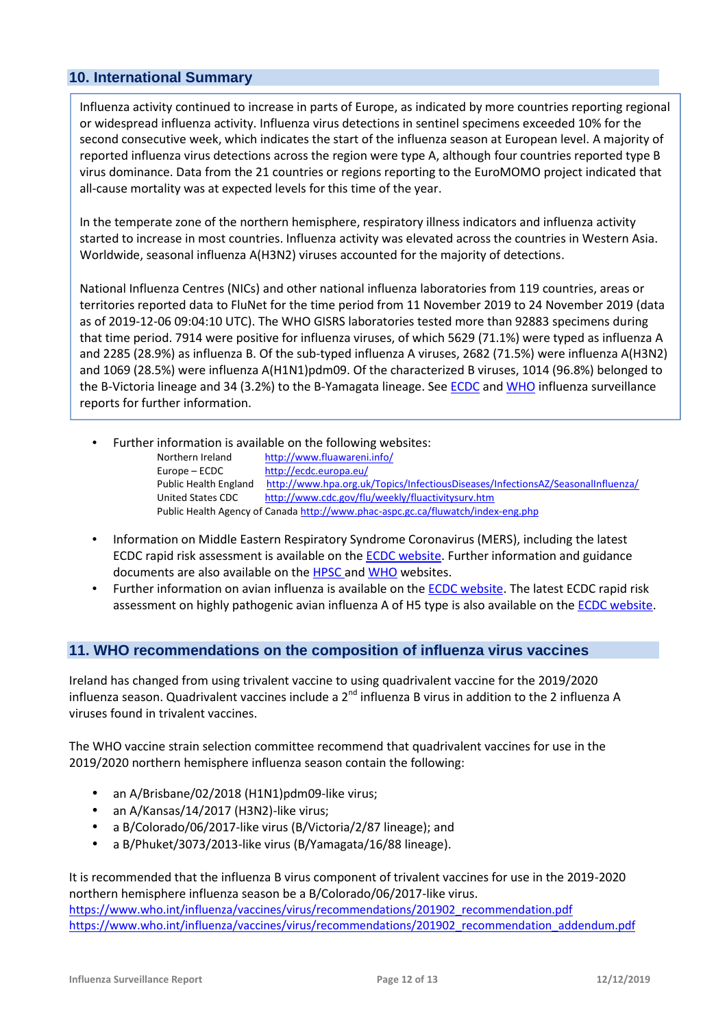## 10. International Summary

Influenza activity continued to increase in parts of Europe, as indicated by more countries reporting regional or widespread influenza activity. Influenza virus detections in sentinel specimens exceeded 10% for the second consecutive week, which indicates the start of the influenza season at European level. A majority of reported influenza virus detections across the region were type A, although four countries reported type B virus dominance. Data from the 21 countries or regions reporting to the EuroMOMO project indicated that all-cause mortality was at expected levels for this time of the year.

In the temperate zone of the northern hemisphere, respiratory illness indicators and influenza activity started to increase in most countries. Influenza activity was elevated across the countries in Western Asia. Worldwide, seasonal influenza A(H3N2) viruses accounted for the majority of detections.

National Influenza Centres (NICs) and other national influenza laboratories from 119 countries, areas or territories reported data to FluNet for the time period from 11 November 2019 to 24 November 2019 (data as of 2019-12-06 09:04:10 UTC). The WHO GISRS laboratories tested more than 92883 specimens during that time period. 7914 were positive for influenza viruses, of which 5629 (71.1%) were typed as influenza A and 2285 (28.9%) as influenza B. Of the sub-typed influenza A viruses, 2682 (71.5%) were influenza A(H3N2) and 1069 (28.5%) were influenza A(H1N1)pdm09. Of the characterized B viruses, 1014 (96.8%) belonged to the B-Victoria lineage and 34 (3.2%) to the B-Yamagata lineage. See ECDC and WHO influenza surveillance reports for further information.

- Further information is available on the following websites:
  - Northern Ireland http://www.fluawareni.info/
  - Europe – ECDC http://ecdc.europa.eu/
  - Public Health England http://www.hpa.org.uk/Topics/InfectiousDiseases/InfectionsAZ/SeasonalInfluenza/
  - United States CDC http://www.cdc.gov/flu/weekly/fluactivitysurv.htm
  - Public Health Agency of Canada http://www.phac-aspc.gc.ca/fluwatch/index-eng.php
- Information on Middle Eastern Respiratory Syndrome Coronavirus (MERS), including the latest ECDC rapid risk assessment is available on the ECDC website. Further information and guidance documents are also available on the HPSC and WHO websites.
- Further information on avian influenza is available on the ECDC website. The latest ECDC rapid risk assessment on highly pathogenic avian influenza A of H5 type is also available on the ECDC website.

## 11. WHO recommendations on the composition of influenza virus vaccines

Ireland has changed from using trivalent vaccine to using quadrivalent vaccine for the 2019/2020 influenza season. Quadrivalent vaccines include a 2nd influenza B virus in addition to the 2 influenza A viruses found in trivalent vaccines.

The WHO vaccine strain selection committee recommend that quadrivalent vaccines for use in the 2019/2020 northern hemisphere influenza season contain the following:

- an A/Brisbane/02/2018 (H1N1)pdm09-like virus;
- an A/Kansas/14/2017 (H3N2)-like virus;
- a B/Colorado/06/2017-like virus (B/Victoria/2/87 lineage); and
- a B/Phuket/3073/2013-like virus (B/Yamagata/16/88 lineage).

It is recommended that the influenza B virus component of trivalent vaccines for use in the 2019-2020 northern hemisphere influenza season be a B/Colorado/06/2017-like virus.
https://www.who.int/influenza/vaccines/virus/recommendations/201902_recommendation.pdf
https://www.who.int/influenza/vaccines/virus/recommendations/201902_recommendation_addendum.pdf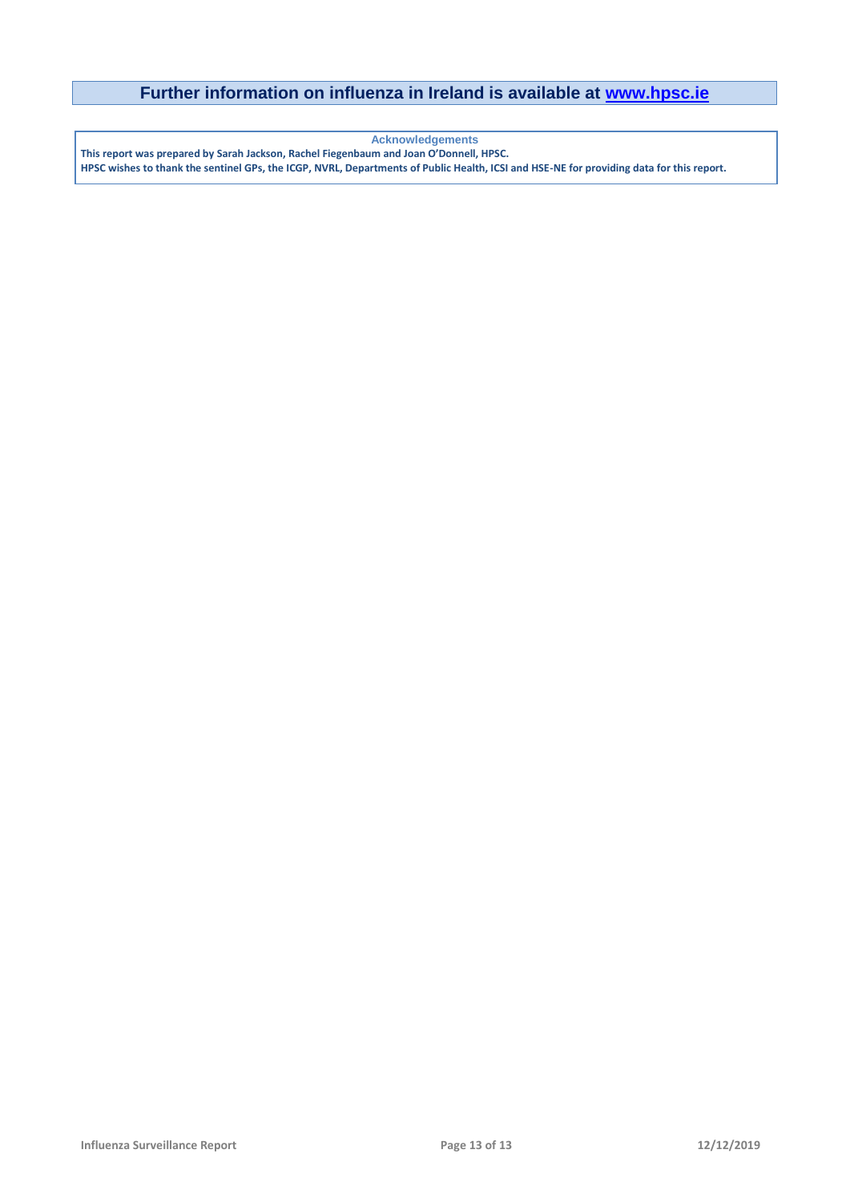## Further information on influenza in Ireland is available at [www.hpsc.ie](http://www.hpsc.ie)

**Acknowledgements**

**This report was prepared by Sarah Jackson, Rachel Fiegenbaum and Joan O'Donnell, HPSC.**
**HPSC wishes to thank the sentinel GPs, the ICGP, NVRL, Departments of Public Health, ICSI and HSE-NE for providing data for this report.**